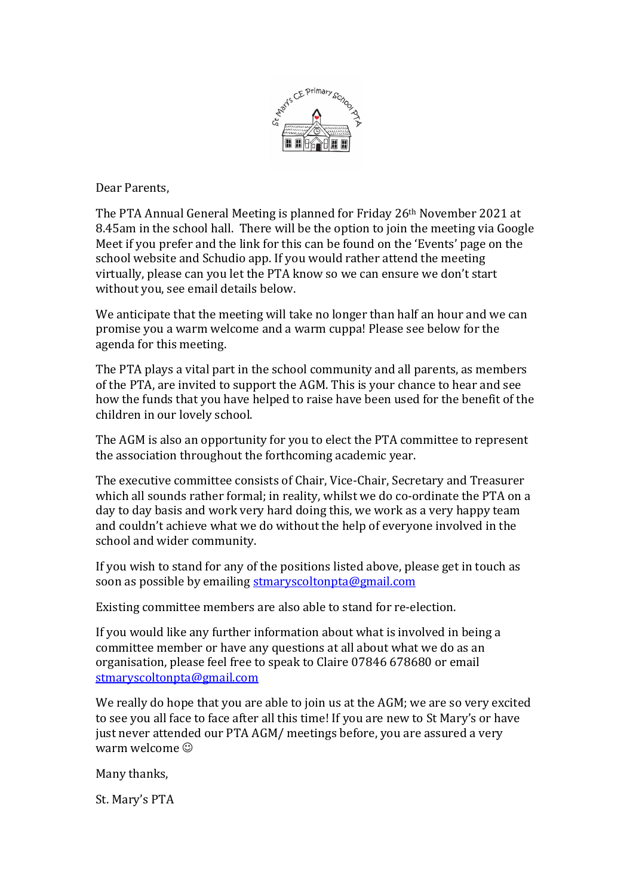Dear Parents,

The PTA Annual General Meeting is planned for Friday 26th November 2021 at 8.45am in the school hall. There will be the option to join the meeting via Google Meet if you prefer and the link for this can be found on the 'Events' page on the school website and Schudio app. If you would rather attend the meeting virtually, please can you let the PTA know so we can ensure we don't start without you, see email details below.

We anticipate that the meeting will take no longer than half an hour and we can promise you a warm welcome and a warm cuppa! Please see below for the agenda for this meeting.

The PTA plays a vital part in the school community and all parents, as members of the PTA, are invited to support the AGM. This is your chance to hear and see how the funds that you have helped to raise have been used for the benefit of the children in our lovely school.

The AGM is also an opportunity for you to elect the PTA committee to represent the association throughout the forthcoming academic year.

The executive committee consists of Chair, Vice-Chair, Secretary and Treasurer which all sounds rather formal; in reality, whilst we do co-ordinate the PTA on a day to day basis and work very hard doing this, we work as a very happy team and couldn't achieve what we do without the help of everyone involved in the school and wider community.

If you wish to stand for any of the positions listed above, please get in touch as soon as possible by emailing stmaryscoltonpta@gmail.com

Existing committee members are also able to stand for re-election.

If you would like any further information about what is involved in being a committee member or have any questions at all about what we do as an organisation, please feel free to speak to Claire 07846 678680 or email stmaryscoltonpta@gmail.com

We really do hope that you are able to join us at the AGM; we are so very excited to see you all face to face after all this time! If you are new to St Mary's or have just never attended our PTA AGM/ meetings before, you are assured a very warm welcome ☺

Many thanks,

St. Mary's PTA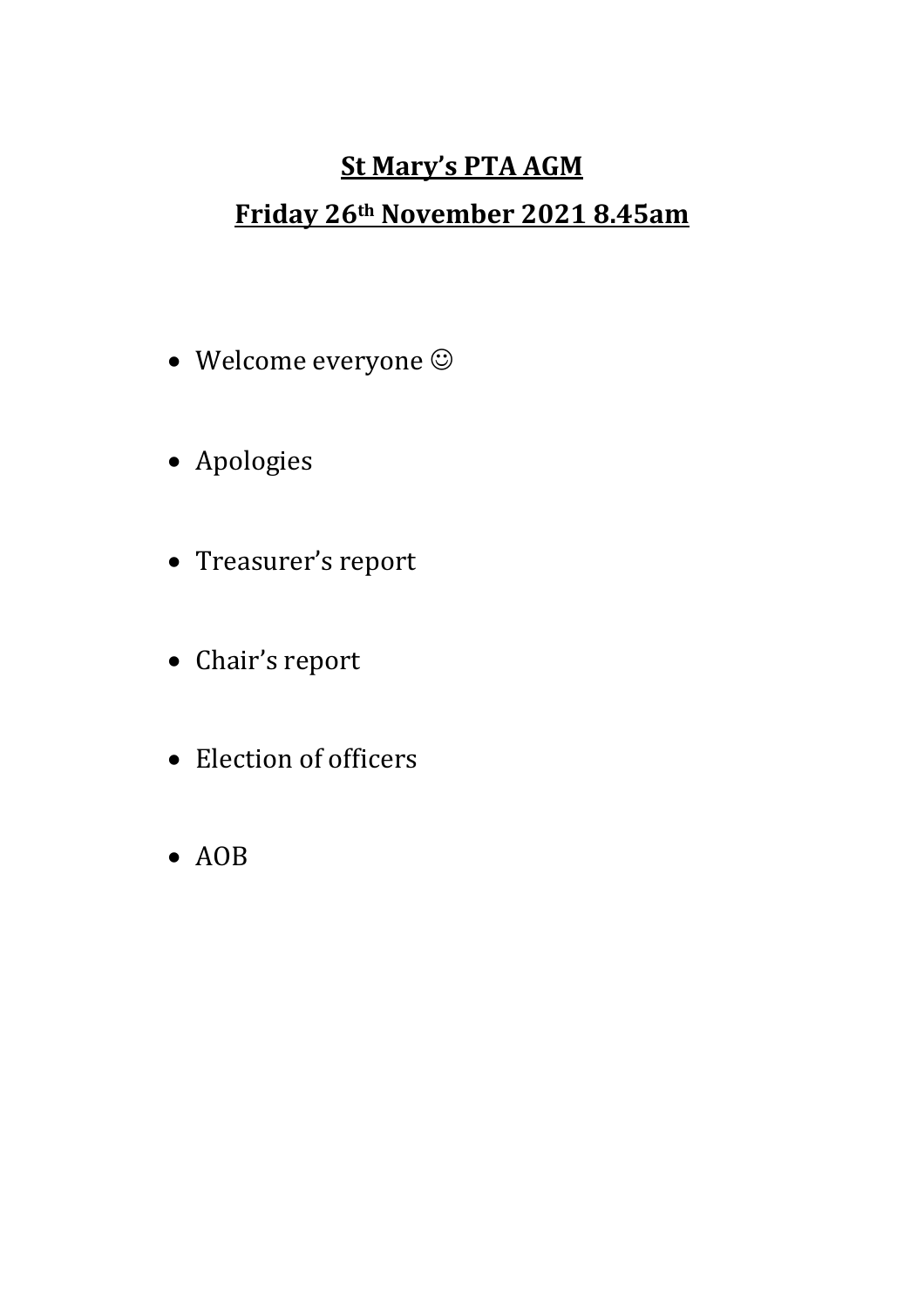# **St Mary's PTA AGM**

# **Friday 26th November 2021 8.45am**

- Welcome everyone ☺
- Apologies
- Treasurer's report
- Chair's report
- Election of officers
- AOB